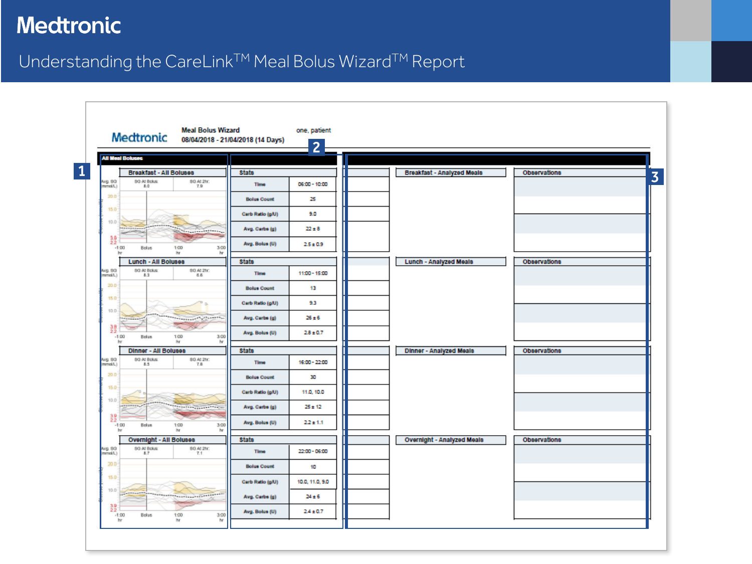# Medtronic

## Understanding the CareLink™ Meal Bolus Wizard™ Report

Medtronic — Meal Bolus Wizard — 08/04/2018 - 21/04/2018 (14 Days) — one, patient

**1** All Meal Boluses

**2** Stats

**3** Analyzed Meals / Observations

### Breakfast - All Boluses

SG At Bolus: 8.0 — SG At 2hr: 7.9

| Stats | |
|---|---|
| Time | 06:00 - 10:00 |
| Bolus Count | 25 |
| Carb Ratio (g/U) | 9.0 |
| Avg. Carbs (g) | 22 ± 8 |
| Avg. Bolus (U) | 2.5 ± 0.9 |

Breakfast - Analyzed Meals — Observations

### Lunch - All Boluses

SG At Bolus: 8.3 — SG At 2hr: 6.6

| Stats | |
|---|---|
| Time | 11:00 - 15:00 |
| Bolus Count | 13 |
| Carb Ratio (g/U) | 9.3 |
| Avg. Carbs (g) | 26 ± 6 |
| Avg. Bolus (U) | 2.8 ± 0.7 |

Lunch - Analyzed Meals — Observations

### Dinner - All Boluses

SG At Bolus: 8.5 — SG At 2hr: 7.8

| Stats | |
|---|---|
| Time | 16:00 - 22:00 |
| Bolus Count | 30 |
| Carb Ratio (g/U) | 11.0, 10.0 |
| Avg. Carbs (g) | 25 ± 12 |
| Avg. Bolus (U) | 2.2 ± 1.1 |

Dinner - Analyzed Meals — Observations

### Overnight - All Boluses

SG At Bolus: 8.7 — SG At 2hr: 7.1

| Stats | |
|---|---|
| Time | 22:00 - 06:00 |
| Bolus Count | 10 |
| Carb Ratio (g/U) | 10.0, 11.0, 9.0 |
| Avg. Carbs (g) | 24 ± 6 |
| Avg. Bolus (U) | 2.4 ± 0.7 |

Overnight - Analyzed Meals — Observations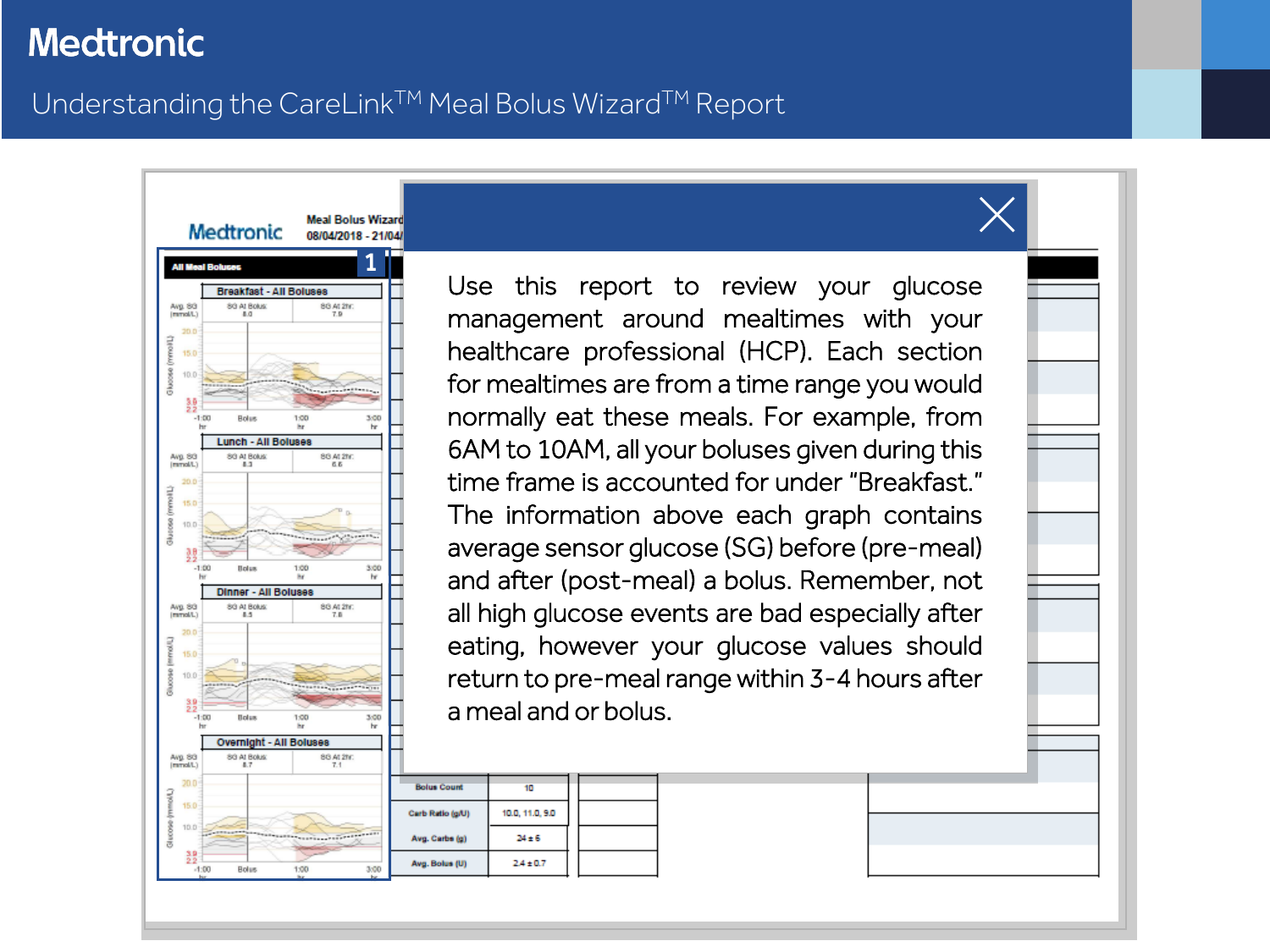# Medtronic

## Understanding the CareLink™ Meal Bolus Wizard™ Report

Use this report to review your glucose management around mealtimes with your healthcare professional (HCP). Each section for mealtimes are from a time range you would normally eat these meals. For example, from 6AM to 10AM, all your boluses given during this time frame is accounted for under "Breakfast." The information above each graph contains average sensor glucose (SG) before (pre-meal) and after (post-meal) a bolus. Remember, not all high glucose events are bad especially after eating, however your glucose values should return to pre-meal range within 3-4 hours after a meal and or bolus.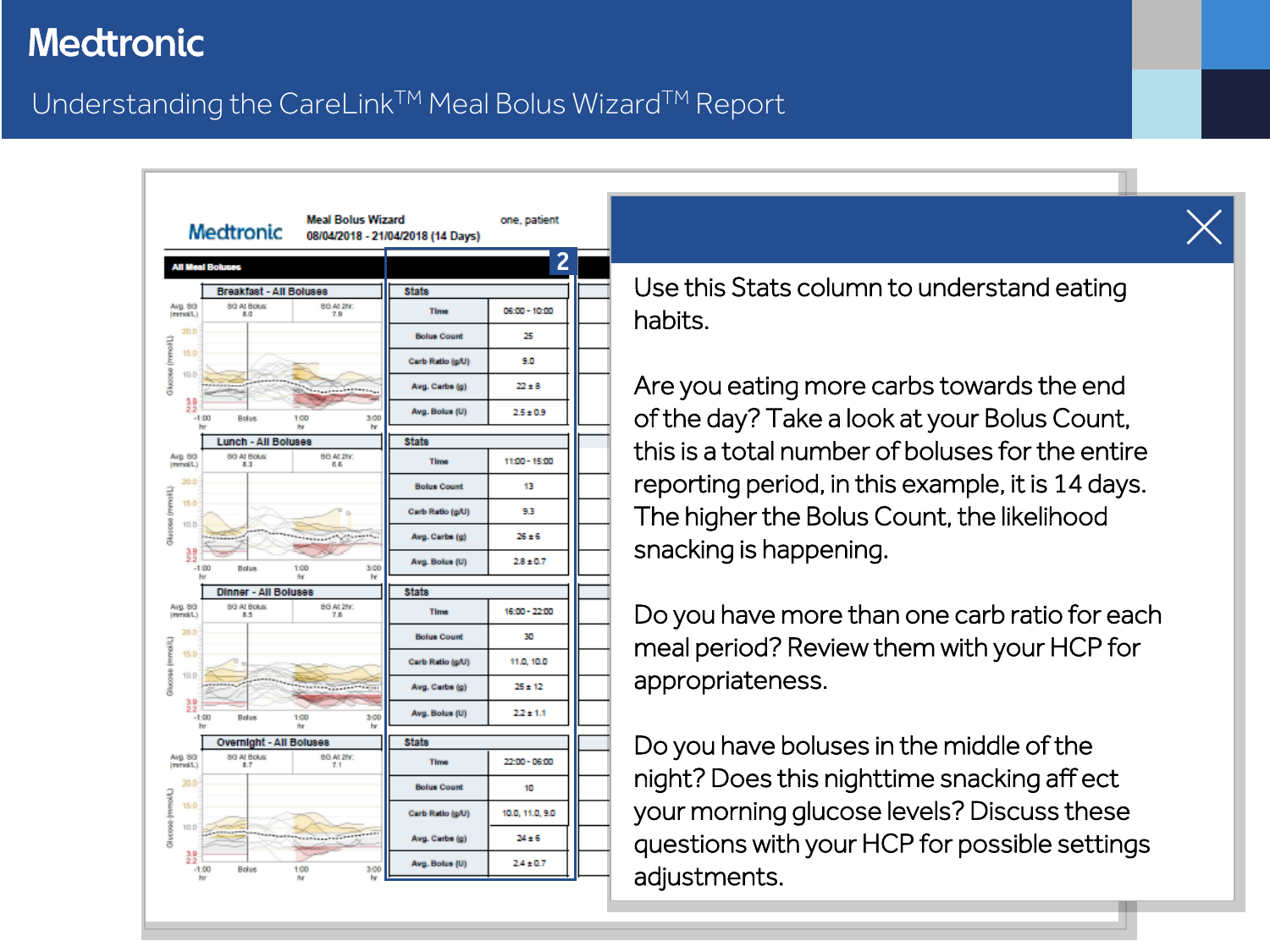# Medtronic

## Understanding the CareLink™ Meal Bolus Wizard™ Report

Meal Bolus Wizard
08/04/2018 - 21/04/2018 (14 Days)
one, patient

All Meal Boluses

**2**

| Breakfast - All Boluses | |
|---|---|
| Stats | |
| Time | 06:00 - 10:00 |
| Bolus Count | 25 |
| Carb Ratio (g/U) | 9.0 |
| Avg. Carbs (g) | 22 ± 8 |
| Avg. Bolus (U) | 2.5 ± 0.9 |

| Lunch - All Boluses | |
|---|---|
| Stats | |
| Time | 11:00 - 15:00 |
| Bolus Count | 13 |
| Carb Ratio (g/U) | 9.3 |
| Avg. Carbs (g) | 26 ± 6 |
| Avg. Bolus (U) | 2.8 ± 0.7 |

| Dinner - All Boluses | |
|---|---|
| Stats | |
| Time | 16:00 - 22:00 |
| Bolus Count | 30 |
| Carb Ratio (g/U) | 11.0, 10.0 |
| Avg. Carbs (g) | 25 ± 12 |
| Avg. Bolus (U) | 2.2 ± 1.1 |

| Overnight - All Boluses | |
|---|---|
| Stats | |
| Time | 22:00 - 06:00 |
| Bolus Count | 10 |
| Carb Ratio (g/U) | 10.0, 11.0, 9.0 |
| Avg. Carbs (g) | 24 ± 6 |
| Avg. Bolus (U) | 2.4 ± 0.7 |

Use this Stats column to understand eating habits.

Are you eating more carbs towards the end of the day? Take a look at your Bolus Count, this is a total number of boluses for the entire reporting period, in this example, it is 14 days. The higher the Bolus Count, the likelihood snacking is happening.

Do you have more than one carb ratio for each meal period? Review them with your HCP for appropriateness.

Do you have boluses in the middle of the night? Does this nighttime snacking affect your morning glucose levels? Discuss these questions with your HCP for possible settings adjustments.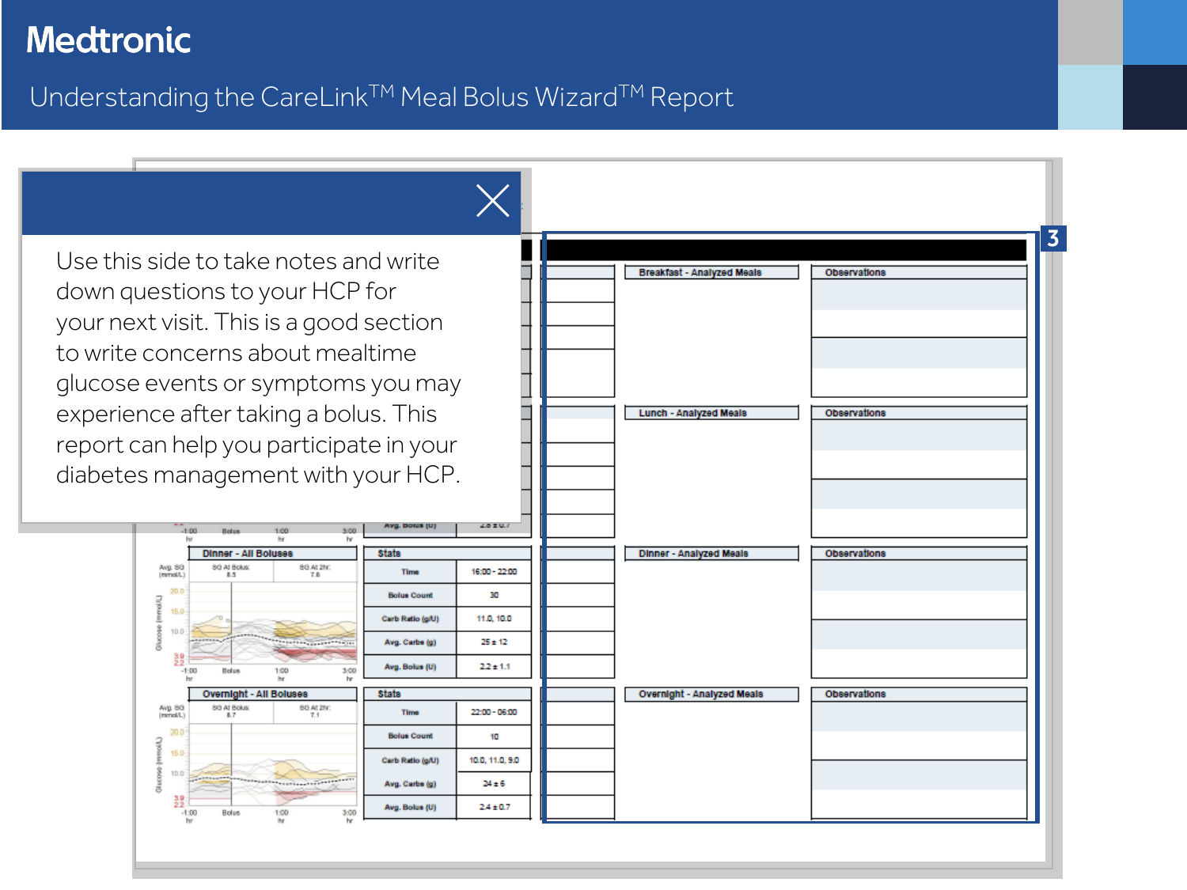# Understanding the CareLink™ Meal Bolus Wizard™ Report

Use this side to take notes and write down questions to your HCP for your next visit. This is a good section to write concerns about mealtime glucose events or symptoms you may experience after taking a bolus. This report can help you participate in your diabetes management with your HCP.

**Dinner - All Boluses**

Avg. SG (mmol/L): SG At Bolus: 8.5 | SG At 2hr: 7.8

| Stats | |
|---|---|
| Time | 16:00 - 22:00 |
| Bolus Count | 30 |
| Carb Ratio (g/U) | 11.0, 10.0 |
| Avg. Carbs (g) | 25 ± 12 |
| Avg. Bolus (U) | 2.2 ± 1.1 |

**Overnight - All Boluses**

Avg. SG (mmol/L): SG At Bolus: 8.7 | SG At 2hr: 7.1

| Stats | |
|---|---|
| Time | 22:00 - 06:00 |
| Bolus Count | 10 |
| Carb Ratio (g/U) | 10.0, 11.0, 9.0 |
| Avg. Carbs (g) | 24 ± 6 |
| Avg. Bolus (U) | 2.4 ± 0.7 |

3

| Breakfast - Analyzed Meals | Observations |
|---|---|
| | |

| Lunch - Analyzed Meals | Observations |
|---|---|
| | |

| Dinner - Analyzed Meals | Observations |
|---|---|
| | |

| Overnight - Analyzed Meals | Observations |
|---|---|
| | |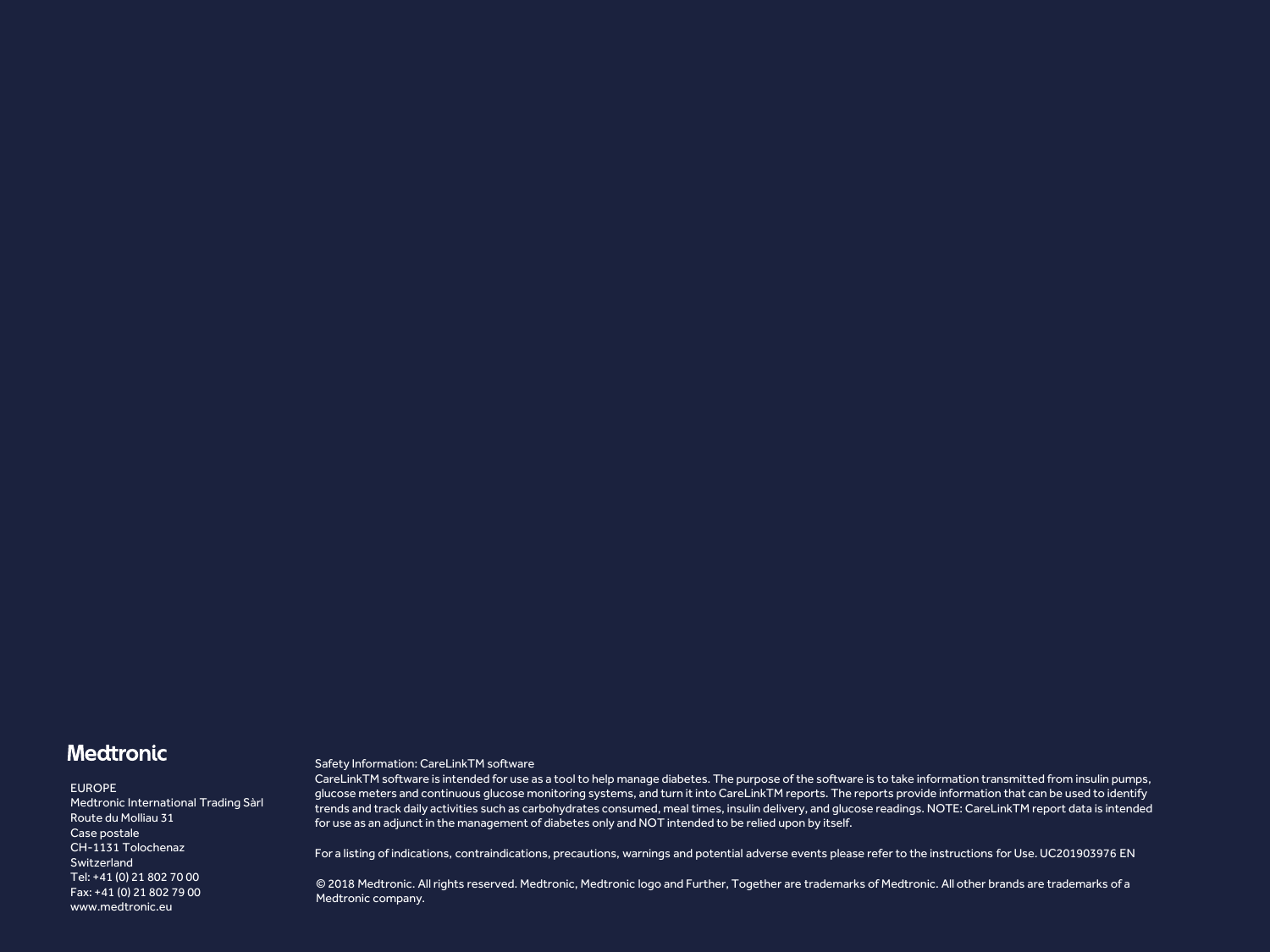**Medtronic**

EUROPE
Medtronic International Trading Sàrl
Route du Molliau 31
Case postale
CH-1131 Tolochenaz
Switzerland
Tel: +41 (0) 21 802 70 00
Fax: +41 (0) 21 802 79 00
www.medtronic.eu

Safety Information: CareLinkTM software
CareLinkTM software is intended for use as a tool to help manage diabetes. The purpose of the software is to take information transmitted from insulin pumps, glucose meters and continuous glucose monitoring systems, and turn it into CareLinkTM reports. The reports provide information that can be used to identify trends and track daily activities such as carbohydrates consumed, meal times, insulin delivery, and glucose readings. NOTE: CareLinkTM report data is intended for use as an adjunct in the management of diabetes only and NOT intended to be relied upon by itself.

For a listing of indications, contraindications, precautions, warnings and potential adverse events please refer to the instructions for Use. UC201903976 EN

© 2018 Medtronic. All rights reserved. Medtronic, Medtronic logo and Further, Together are trademarks of Medtronic. All other brands are trademarks of a Medtronic company.